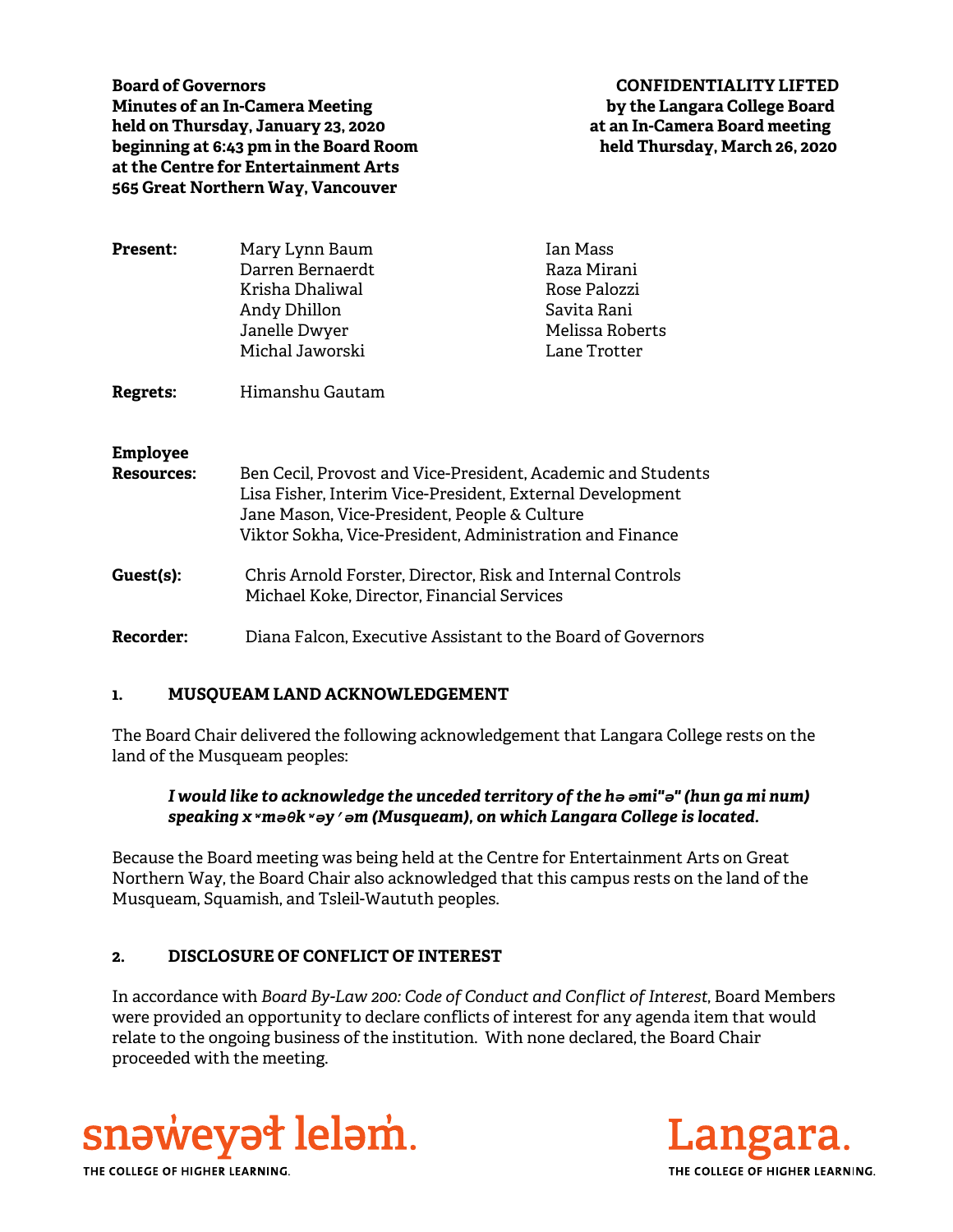**Board of Governors**
**Minutes of an In-Camera Meeting**
**held on Thursday, January 23, 2020**
**beginning at 6:43 pm in the Board Room**
**at the Centre for Entertainment Arts**
**565 Great Northern Way, Vancouver**

**CONFIDENTIALITY LIFTED**
**by the Langara College Board**
**at an In-Camera Board meeting**
**held Thursday, March 26, 2020**

| | | |
|---|---|---|
| **Present:** | Mary Lynn Baum | Ian Mass |
| | Darren Bernaerdt | Raza Mirani |
| | Krisha Dhaliwal | Rose Palozzi |
| | Andy Dhillon | Savita Rani |
| | Janelle Dwyer | Melissa Roberts |
| | Michal Jaworski | Lane Trotter |

**Regrets:** Himanshu Gautam

**Employee Resources:**
Ben Cecil, Provost and Vice-President, Academic and Students
Lisa Fisher, Interim Vice-President, External Development
Jane Mason, Vice-President, People & Culture
Viktor Sokha, Vice-President, Administration and Finance

**Guest(s):**
Chris Arnold Forster, Director, Risk and Internal Controls
Michael Koke, Director, Financial Services

**Recorder:** Diana Falcon, Executive Assistant to the Board of Governors

## 1. MUSQUEAM LAND ACKNOWLEDGEMENT

The Board Chair delivered the following acknowledgement that Langara College rests on the land of the Musqueam peoples:

> ***I would like to acknowledge the unceded territory of the hə əmi"ə" (hun ga mi num) speaking x ʷməθk ʷəy ̓ əm (Musqueam), on which Langara College is located.***

Because the Board meeting was being held at the Centre for Entertainment Arts on Great Northern Way, the Board Chair also acknowledged that this campus rests on the land of the Musqueam, Squamish, and Tsleil-Waututh peoples.

## 2. DISCLOSURE OF CONFLICT OF INTEREST

In accordance with *Board By-Law 200: Code of Conduct and Conflict of Interest*, Board Members were provided an opportunity to declare conflicts of interest for any agenda item that would relate to the ongoing business of the institution. With none declared, the Board Chair proceeded with the meeting.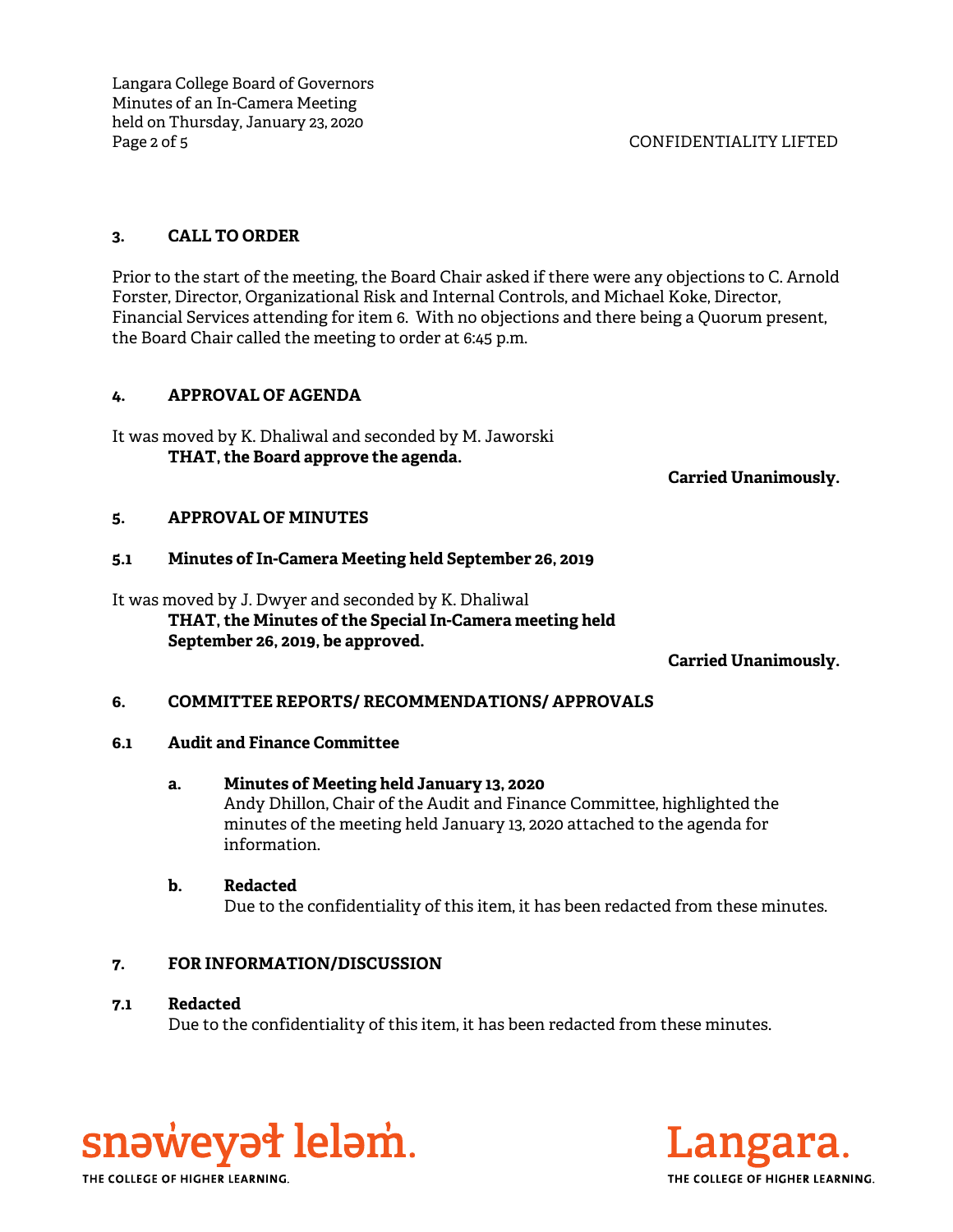## 3. CALL TO ORDER

Prior to the start of the meeting, the Board Chair asked if there were any objections to C. Arnold Forster, Director, Organizational Risk and Internal Controls, and Michael Koke, Director, Financial Services attending for item 6. With no objections and there being a Quorum present, the Board Chair called the meeting to order at 6:45 p.m.

## 4. APPROVAL OF AGENDA

It was moved by K. Dhaliwal and seconded by M. Jaworski

**THAT, the Board approve the agenda.**

**Carried Unanimously.**

## 5. APPROVAL OF MINUTES

### 5.1 Minutes of In-Camera Meeting held September 26, 2019

It was moved by J. Dwyer and seconded by K. Dhaliwal

**THAT, the Minutes of the Special In-Camera meeting held September 26, 2019, be approved.**

**Carried Unanimously.**

## 6. COMMITTEE REPORTS/ RECOMMENDATIONS/ APPROVALS

### 6.1 Audit and Finance Committee

**a. Minutes of Meeting held January 13, 2020**

Andy Dhillon, Chair of the Audit and Finance Committee, highlighted the minutes of the meeting held January 13, 2020 attached to the agenda for information.

**b. Redacted**

Due to the confidentiality of this item, it has been redacted from these minutes.

## 7. FOR INFORMATION/DISCUSSION

### 7.1 Redacted

Due to the confidentiality of this item, it has been redacted from these minutes.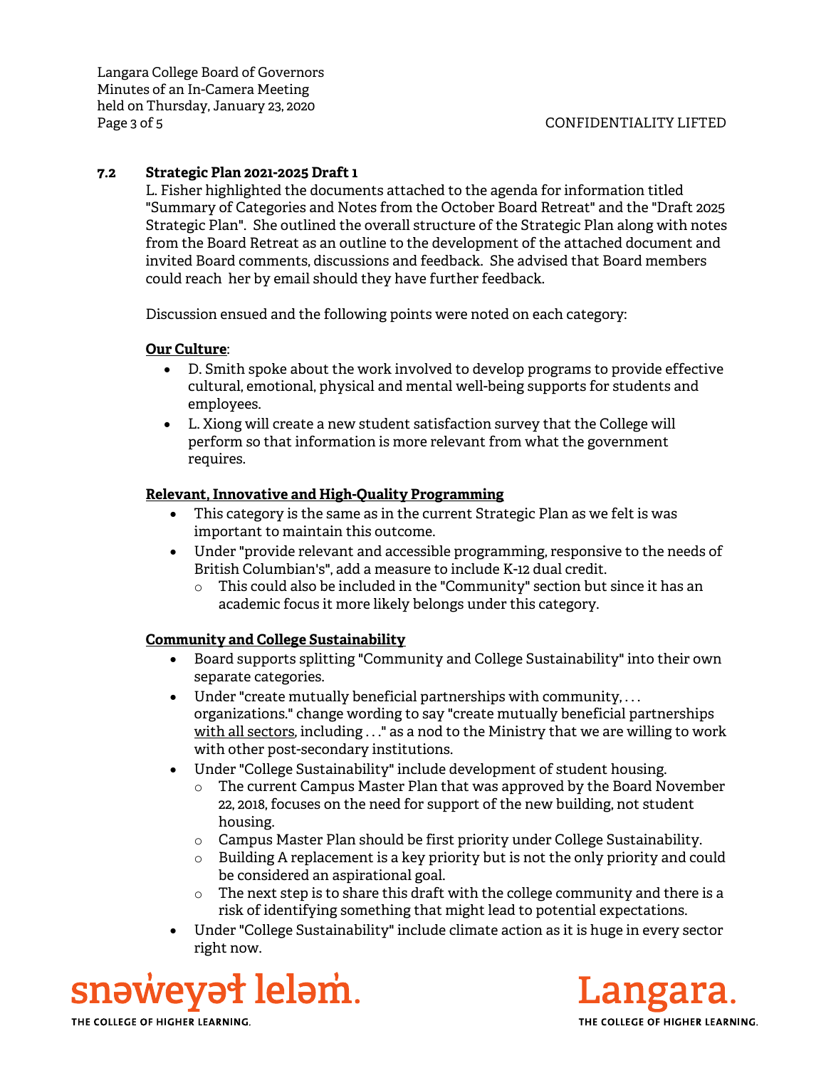### 7.2 Strategic Plan 2021-2025 Draft 1

L. Fisher highlighted the documents attached to the agenda for information titled "Summary of Categories and Notes from the October Board Retreat" and the "Draft 2025 Strategic Plan". She outlined the overall structure of the Strategic Plan along with notes from the Board Retreat as an outline to the development of the attached document and invited Board comments, discussions and feedback. She advised that Board members could reach her by email should they have further feedback.

Discussion ensued and the following points were noted on each category:

**Our Culture**:

- D. Smith spoke about the work involved to develop programs to provide effective cultural, emotional, physical and mental well-being supports for students and employees.
- L. Xiong will create a new student satisfaction survey that the College will perform so that information is more relevant from what the government requires.

**Relevant, Innovative and High-Quality Programming**

- This category is the same as in the current Strategic Plan as we felt is was important to maintain this outcome.
- Under "provide relevant and accessible programming, responsive to the needs of British Columbian's", add a measure to include K-12 dual credit.
  - This could also be included in the "Community" section but since it has an academic focus it more likely belongs under this category.

**Community and College Sustainability**

- Board supports splitting "Community and College Sustainability" into their own separate categories.
- Under "create mutually beneficial partnerships with community, . . . organizations." change wording to say "create mutually beneficial partnerships with all sectors, including . . ." as a nod to the Ministry that we are willing to work with other post-secondary institutions.
- Under "College Sustainability" include development of student housing.
  - The current Campus Master Plan that was approved by the Board November 22, 2018, focuses on the need for support of the new building, not student housing.
  - Campus Master Plan should be first priority under College Sustainability.
  - Building A replacement is a key priority but is not the only priority and could be considered an aspirational goal.
  - The next step is to share this draft with the college community and there is a risk of identifying something that might lead to potential expectations.
- Under "College Sustainability" include climate action as it is huge in every sector right now.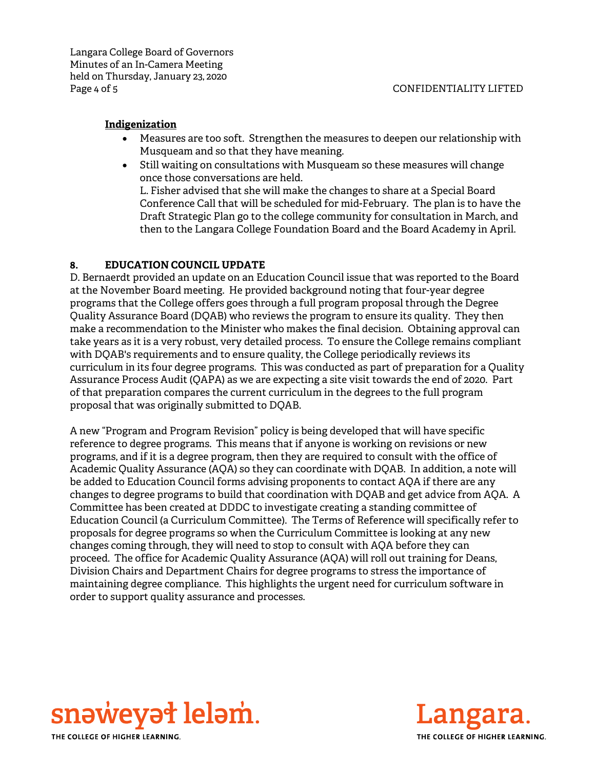**Indigenization**

- Measures are too soft. Strengthen the measures to deepen our relationship with Musqueam and so that they have meaning.
- Still waiting on consultations with Musqueam so these measures will change once those conversations are held.
  L. Fisher advised that she will make the changes to share at a Special Board Conference Call that will be scheduled for mid-February. The plan is to have the Draft Strategic Plan go to the college community for consultation in March, and then to the Langara College Foundation Board and the Board Academy in April.

## 8. EDUCATION COUNCIL UPDATE

D. Bernaerdt provided an update on an Education Council issue that was reported to the Board at the November Board meeting. He provided background noting that four-year degree programs that the College offers goes through a full program proposal through the Degree Quality Assurance Board (DQAB) who reviews the program to ensure its quality. They then make a recommendation to the Minister who makes the final decision. Obtaining approval can take years as it is a very robust, very detailed process. To ensure the College remains compliant with DQAB's requirements and to ensure quality, the College periodically reviews its curriculum in its four degree programs. This was conducted as part of preparation for a Quality Assurance Process Audit (QAPA) as we are expecting a site visit towards the end of 2020. Part of that preparation compares the current curriculum in the degrees to the full program proposal that was originally submitted to DQAB.

A new "Program and Program Revision" policy is being developed that will have specific reference to degree programs. This means that if anyone is working on revisions or new programs, and if it is a degree program, then they are required to consult with the office of Academic Quality Assurance (AQA) so they can coordinate with DQAB. In addition, a note will be added to Education Council forms advising proponents to contact AQA if there are any changes to degree programs to build that coordination with DQAB and get advice from AQA. A Committee has been created at DDDC to investigate creating a standing committee of Education Council (a Curriculum Committee). The Terms of Reference will specifically refer to proposals for degree programs so when the Curriculum Committee is looking at any new changes coming through, they will need to stop to consult with AQA before they can proceed. The office for Academic Quality Assurance (AQA) will roll out training for Deans, Division Chairs and Department Chairs for degree programs to stress the importance of maintaining degree compliance. This highlights the urgent need for curriculum software in order to support quality assurance and processes.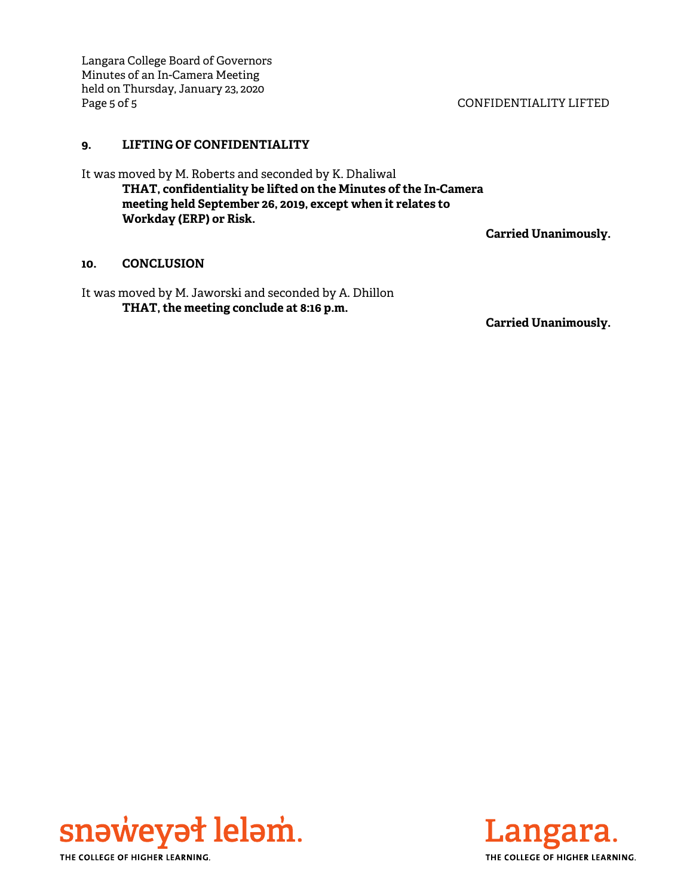## 9. LIFTING OF CONFIDENTIALITY

It was moved by M. Roberts and seconded by K. Dhaliwal

**THAT, confidentiality be lifted on the Minutes of the In-Camera meeting held September 26, 2019, except when it relates to Workday (ERP) or Risk.**

**Carried Unanimously.**

## 10. CONCLUSION

It was moved by M. Jaworski and seconded by A. Dhillon

**THAT, the meeting conclude at 8:16 p.m.**

**Carried Unanimously.**